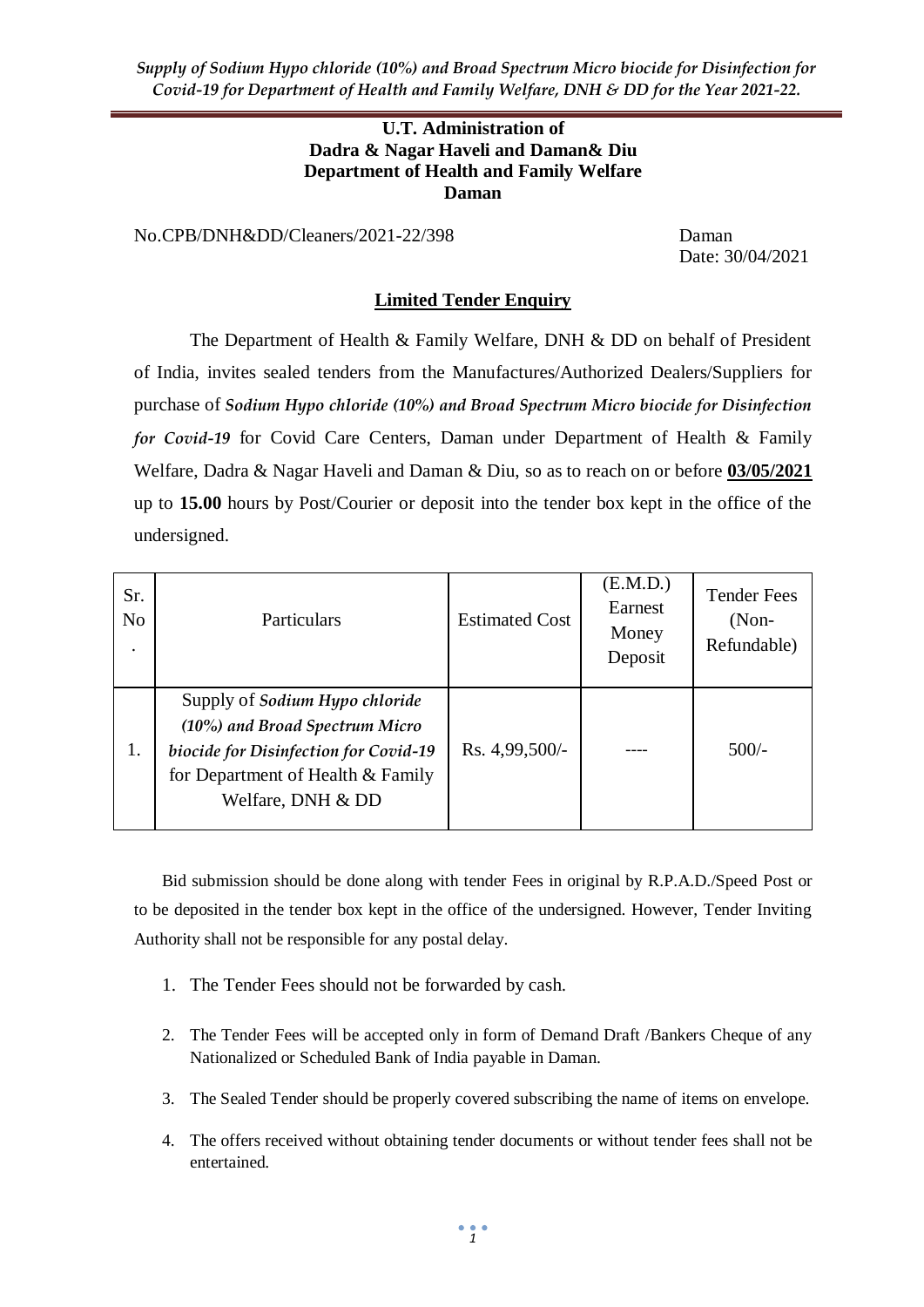**U.T. Administration of**
**Dadra & Nagar Haveli and Daman& Diu**
**Department of Health and Family Welfare**
**Daman**

No.CPB/DNH&DD/Cleaners/2021-22/398 Daman
Date: 30/04/2021

## Limited Tender Enquiry

The Department of Health & Family Welfare, DNH & DD on behalf of President of India, invites sealed tenders from the Manufactures/Authorized Dealers/Suppliers for purchase of ***Sodium Hypo chloride (10%) and Broad Spectrum Micro biocide for Disinfection for Covid-19*** for Covid Care Centers, Daman under Department of Health & Family Welfare, Dadra & Nagar Haveli and Daman & Diu, so as to reach on or before **03/05/2021** up to **15.00** hours by Post/Courier or deposit into the tender box kept in the office of the undersigned.

| Sr. No. | Particulars | Estimated Cost | (E.M.D.) Earnest Money Deposit | Tender Fees (Non-Refundable) |
|---|---|---|---|---|
| 1. | Supply of *Sodium Hypo chloride (10%) and Broad Spectrum Micro biocide for Disinfection for Covid-19* for Department of Health & Family Welfare, DNH & DD | Rs. 4,99,500/- | ---- | 500/- |

Bid submission should be done along with tender Fees in original by R.P.A.D./Speed Post or to be deposited in the tender box kept in the office of the undersigned. However, Tender Inviting Authority shall not be responsible for any postal delay.

1. The Tender Fees should not be forwarded by cash.
2. The Tender Fees will be accepted only in form of Demand Draft /Bankers Cheque of any Nationalized or Scheduled Bank of India payable in Daman.
3. The Sealed Tender should be properly covered subscribing the name of items on envelope.
4. The offers received without obtaining tender documents or without tender fees shall not be entertained.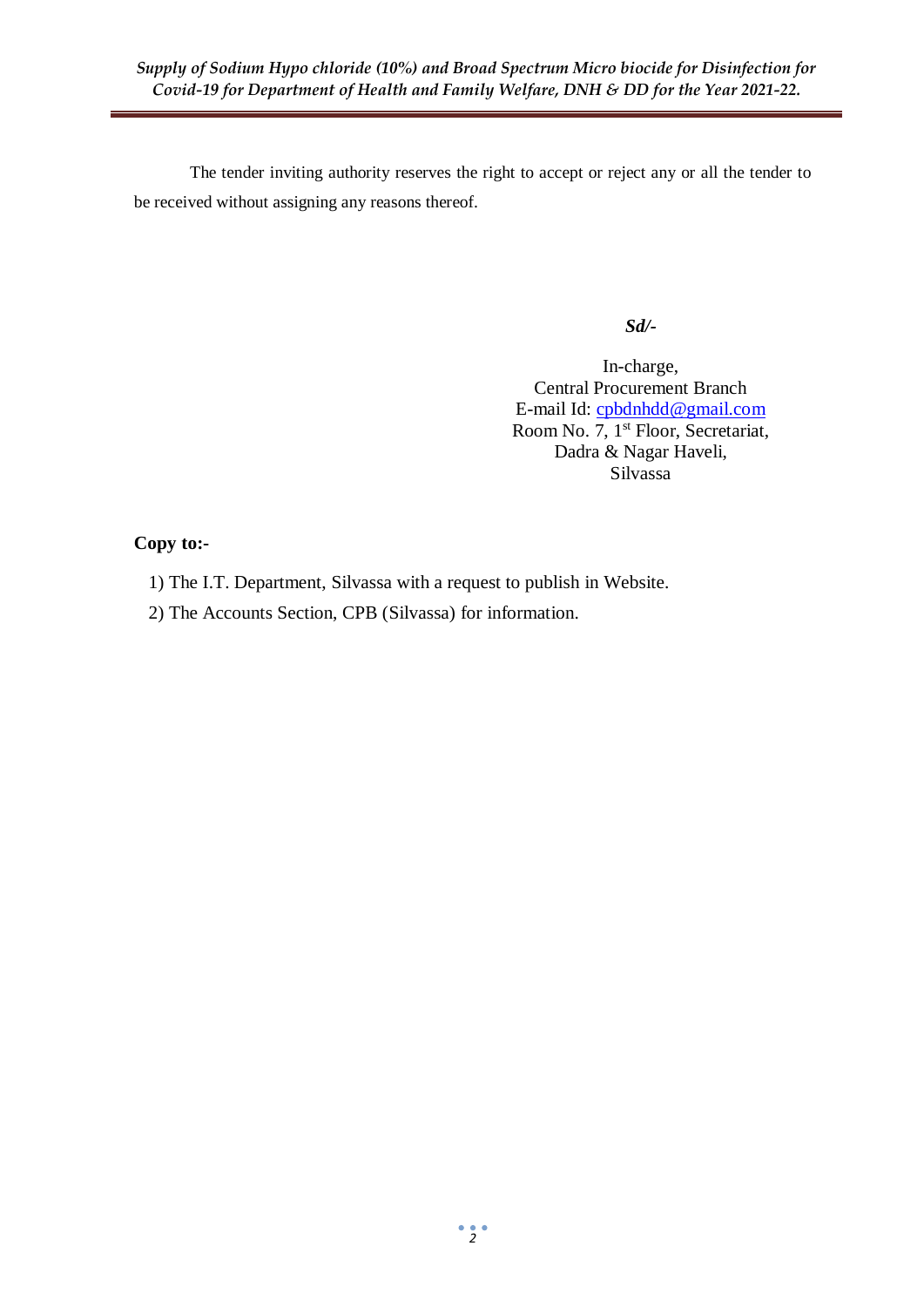The tender inviting authority reserves the right to accept or reject any or all the tender to be received without assigning any reasons thereof.

***Sd/-***

In-charge,
Central Procurement Branch
E-mail Id: cpbdnhdd@gmail.com
Room No. 7, 1st Floor, Secretariat,
Dadra & Nagar Haveli,
Silvassa

**Copy to:-**

1) The I.T. Department, Silvassa with a request to publish in Website.
2) The Accounts Section, CPB (Silvassa) for information.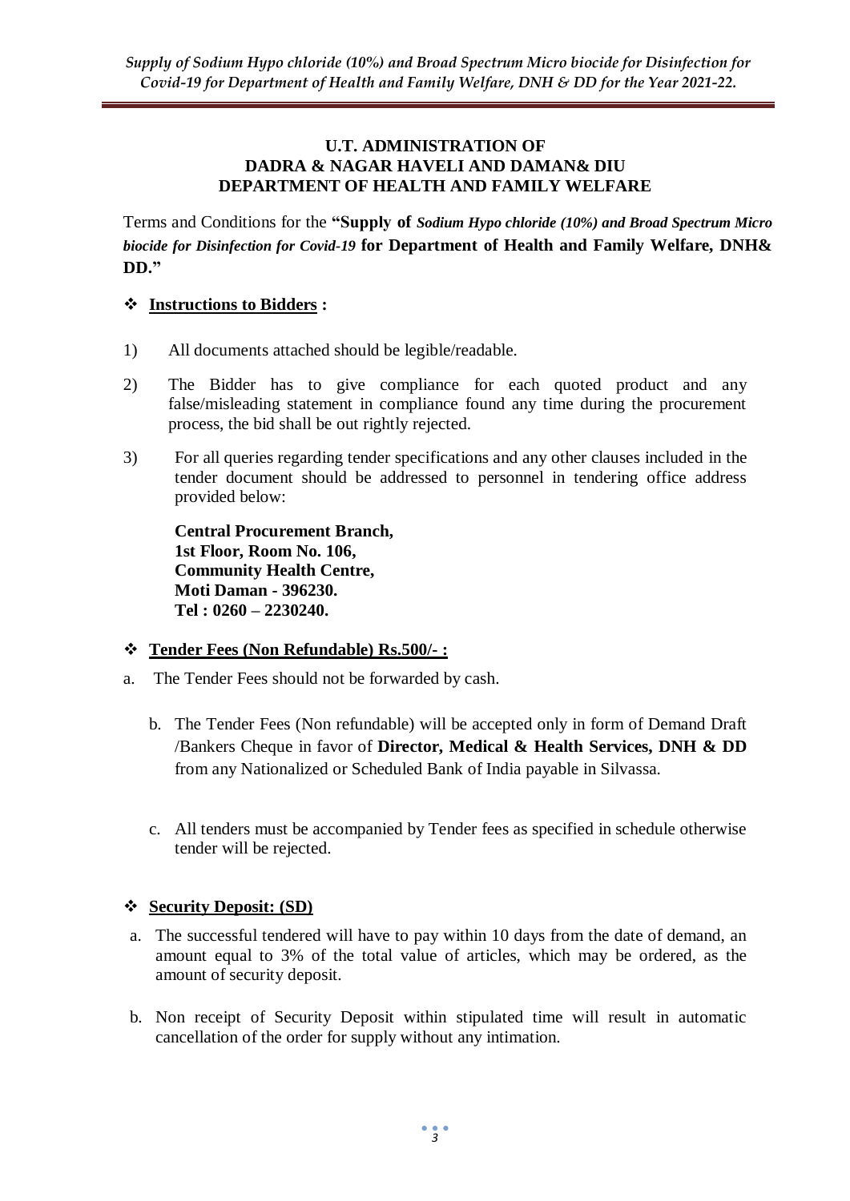**U.T. ADMINISTRATION OF**
**DADRA & NAGAR HAVELI AND DAMAN& DIU**
**DEPARTMENT OF HEALTH AND FAMILY WELFARE**

Terms and Conditions for the **"Supply of *Sodium Hypo chloride (10%) and Broad Spectrum Micro biocide for Disinfection for Covid-19* for Department of Health and Family Welfare, DNH& DD."**

## ❖ Instructions to Bidders :

1) All documents attached should be legible/readable.

2) The Bidder has to give compliance for each quoted product and any false/misleading statement in compliance found any time during the procurement process, the bid shall be out rightly rejected.

3) For all queries regarding tender specifications and any other clauses included in the tender document should be addressed to personnel in tendering office address provided below:

   **Central Procurement Branch,**
   **1st Floor, Room No. 106,**
   **Community Health Centre,**
   **Moti Daman - 396230.**
   **Tel : 0260 – 2230240.**

## ❖ Tender Fees (Non Refundable) Rs.500/- :

a. The Tender Fees should not be forwarded by cash.

b. The Tender Fees (Non refundable) will be accepted only in form of Demand Draft /Bankers Cheque in favor of **Director, Medical & Health Services, DNH & DD** from any Nationalized or Scheduled Bank of India payable in Silvassa.

c. All tenders must be accompanied by Tender fees as specified in schedule otherwise tender will be rejected.

## ❖ Security Deposit: (SD)

a. The successful tendered will have to pay within 10 days from the date of demand, an amount equal to 3% of the total value of articles, which may be ordered, as the amount of security deposit.

b. Non receipt of Security Deposit within stipulated time will result in automatic cancellation of the order for supply without any intimation.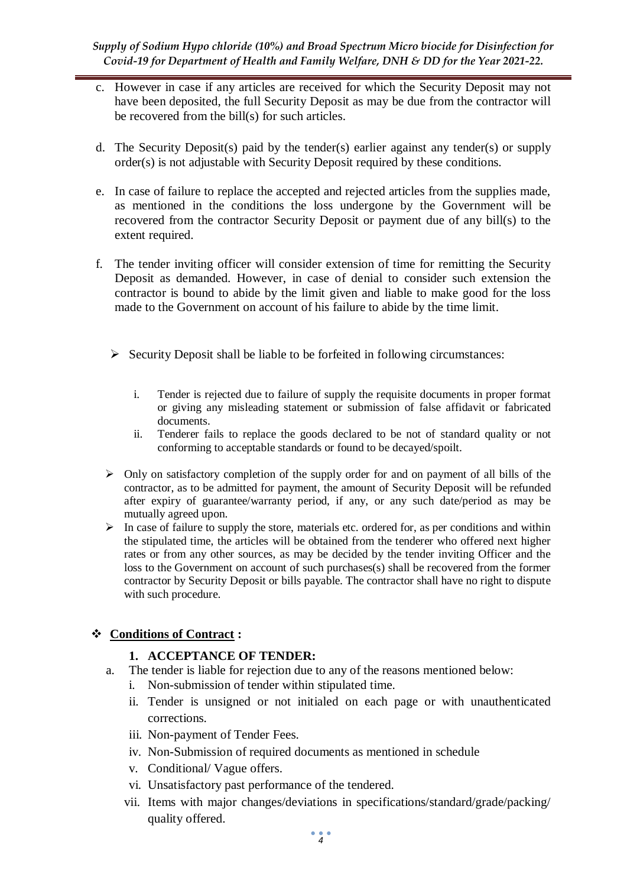c. However in case if any articles are received for which the Security Deposit may not have been deposited, the full Security Deposit as may be due from the contractor will be recovered from the bill(s) for such articles.

d. The Security Deposit(s) paid by the tender(s) earlier against any tender(s) or supply order(s) is not adjustable with Security Deposit required by these conditions.

e. In case of failure to replace the accepted and rejected articles from the supplies made, as mentioned in the conditions the loss undergone by the Government will be recovered from the contractor Security Deposit or payment due of any bill(s) to the extent required.

f. The tender inviting officer will consider extension of time for remitting the Security Deposit as demanded. However, in case of denial to consider such extension the contractor is bound to abide by the limit given and liable to make good for the loss made to the Government on account of his failure to abide by the time limit.

- Security Deposit shall be liable to be forfeited in following circumstances:

  i. Tender is rejected due to failure of supply the requisite documents in proper format or giving any misleading statement or submission of false affidavit or fabricated documents.
  ii. Tenderer fails to replace the goods declared to be not of standard quality or not conforming to acceptable standards or found to be decayed/spoilt.

- Only on satisfactory completion of the supply order for and on payment of all bills of the contractor, as to be admitted for payment, the amount of Security Deposit will be refunded after expiry of guarantee/warranty period, if any, or any such date/period as may be mutually agreed upon.
- In case of failure to supply the store, materials etc. ordered for, as per conditions and within the stipulated time, the articles will be obtained from the tenderer who offered next higher rates or from any other sources, as may be decided by the tender inviting Officer and the loss to the Government on account of such purchases(s) shall be recovered from the former contractor by Security Deposit or bills payable. The contractor shall have no right to dispute with such procedure.

## **Conditions of Contract :**

### 1. ACCEPTANCE OF TENDER:

a. The tender is liable for rejection due to any of the reasons mentioned below:
   i. Non-submission of tender within stipulated time.
   ii. Tender is unsigned or not initialed on each page or with unauthenticated corrections.
   iii. Non-payment of Tender Fees.
   iv. Non-Submission of required documents as mentioned in schedule
   v. Conditional/ Vague offers.
   vi. Unsatisfactory past performance of the tendered.
   vii. Items with major changes/deviations in specifications/standard/grade/packing/ quality offered.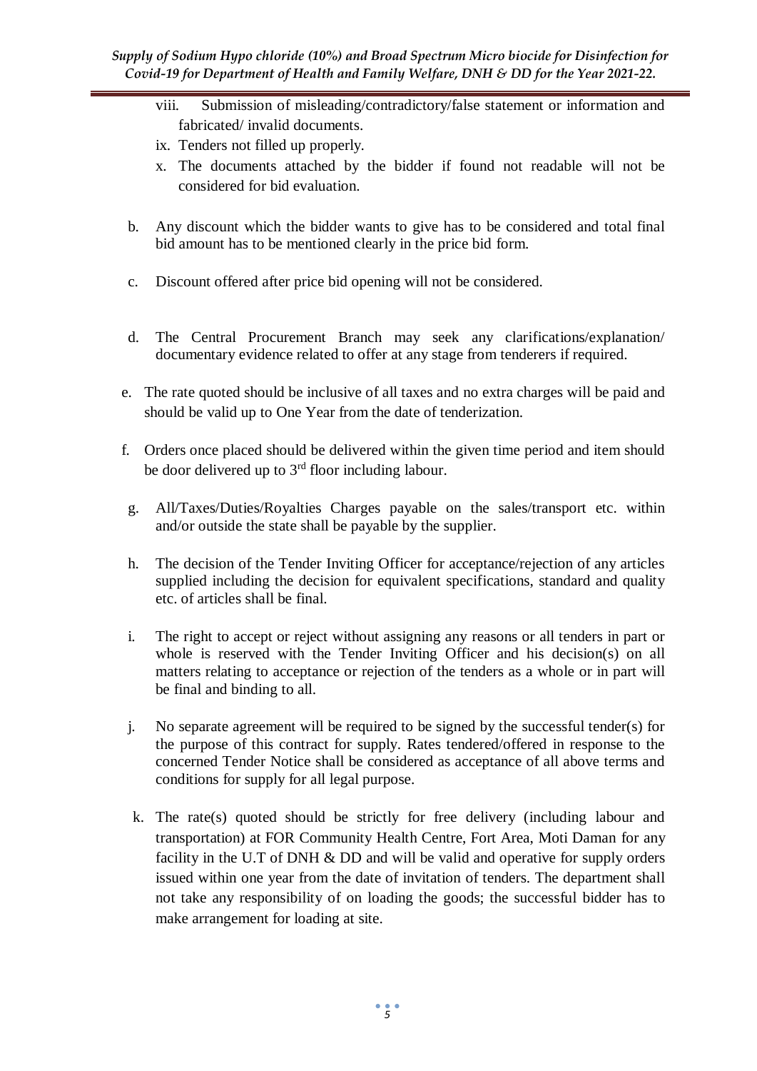viii. Submission of misleading/contradictory/false statement or information and fabricated/ invalid documents.

ix. Tenders not filled up properly.

x. The documents attached by the bidder if found not readable will not be considered for bid evaluation.

b. Any discount which the bidder wants to give has to be considered and total final bid amount has to be mentioned clearly in the price bid form.

c. Discount offered after price bid opening will not be considered.

d. The Central Procurement Branch may seek any clarifications/explanation/ documentary evidence related to offer at any stage from tenderers if required.

e. The rate quoted should be inclusive of all taxes and no extra charges will be paid and should be valid up to One Year from the date of tenderization.

f. Orders once placed should be delivered within the given time period and item should be door delivered up to 3rd floor including labour.

g. All/Taxes/Duties/Royalties Charges payable on the sales/transport etc. within and/or outside the state shall be payable by the supplier.

h. The decision of the Tender Inviting Officer for acceptance/rejection of any articles supplied including the decision for equivalent specifications, standard and quality etc. of articles shall be final.

i. The right to accept or reject without assigning any reasons or all tenders in part or whole is reserved with the Tender Inviting Officer and his decision(s) on all matters relating to acceptance or rejection of the tenders as a whole or in part will be final and binding to all.

j. No separate agreement will be required to be signed by the successful tender(s) for the purpose of this contract for supply. Rates tendered/offered in response to the concerned Tender Notice shall be considered as acceptance of all above terms and conditions for supply for all legal purpose.

k. The rate(s) quoted should be strictly for free delivery (including labour and transportation) at FOR Community Health Centre, Fort Area, Moti Daman for any facility in the U.T of DNH & DD and will be valid and operative for supply orders issued within one year from the date of invitation of tenders. The department shall not take any responsibility of on loading the goods; the successful bidder has to make arrangement for loading at site.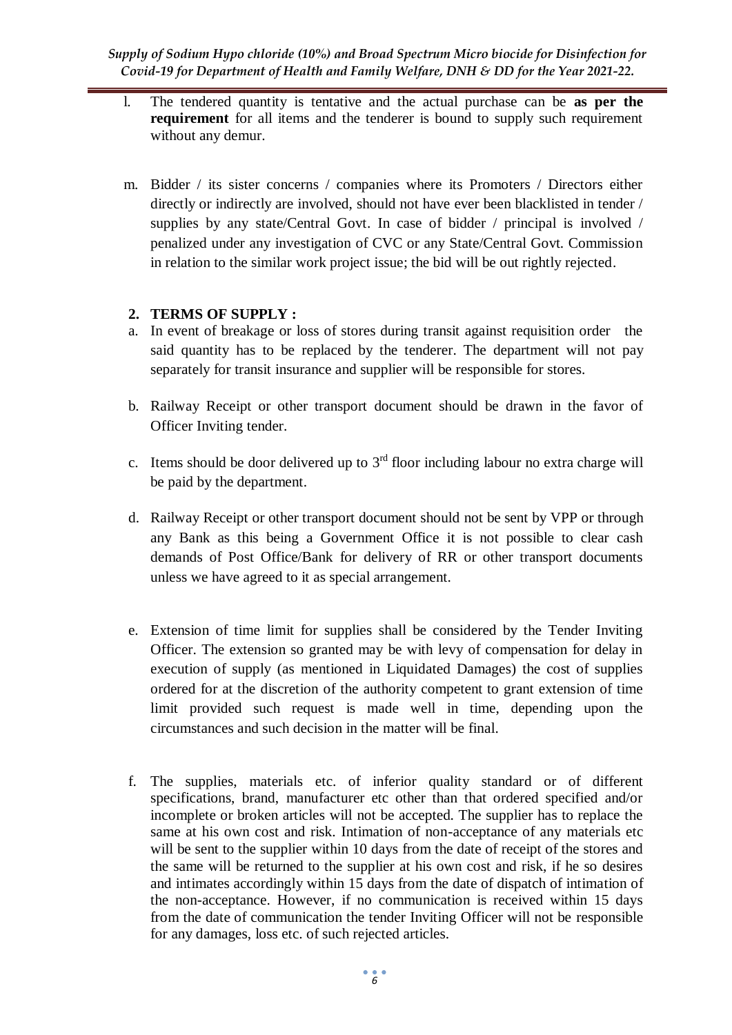l. The tendered quantity is tentative and the actual purchase can be **as per the requirement** for all items and the tenderer is bound to supply such requirement without any demur.

m. Bidder / its sister concerns / companies where its Promoters / Directors either directly or indirectly are involved, should not have ever been blacklisted in tender / supplies by any state/Central Govt. In case of bidder / principal is involved / penalized under any investigation of CVC or any State/Central Govt. Commission in relation to the similar work project issue; the bid will be out rightly rejected.

**2. TERMS OF SUPPLY :**

a. In event of breakage or loss of stores during transit against requisition order the said quantity has to be replaced by the tenderer. The department will not pay separately for transit insurance and supplier will be responsible for stores.

b. Railway Receipt or other transport document should be drawn in the favor of Officer Inviting tender.

c. Items should be door delivered up to 3rd floor including labour no extra charge will be paid by the department.

d. Railway Receipt or other transport document should not be sent by VPP or through any Bank as this being a Government Office it is not possible to clear cash demands of Post Office/Bank for delivery of RR or other transport documents unless we have agreed to it as special arrangement.

e. Extension of time limit for supplies shall be considered by the Tender Inviting Officer. The extension so granted may be with levy of compensation for delay in execution of supply (as mentioned in Liquidated Damages) the cost of supplies ordered for at the discretion of the authority competent to grant extension of time limit provided such request is made well in time, depending upon the circumstances and such decision in the matter will be final.

f. The supplies, materials etc. of inferior quality standard or of different specifications, brand, manufacturer etc other than that ordered specified and/or incomplete or broken articles will not be accepted. The supplier has to replace the same at his own cost and risk. Intimation of non-acceptance of any materials etc will be sent to the supplier within 10 days from the date of receipt of the stores and the same will be returned to the supplier at his own cost and risk, if he so desires and intimates accordingly within 15 days from the date of dispatch of intimation of the non-acceptance. However, if no communication is received within 15 days from the date of communication the tender Inviting Officer will not be responsible for any damages, loss etc. of such rejected articles.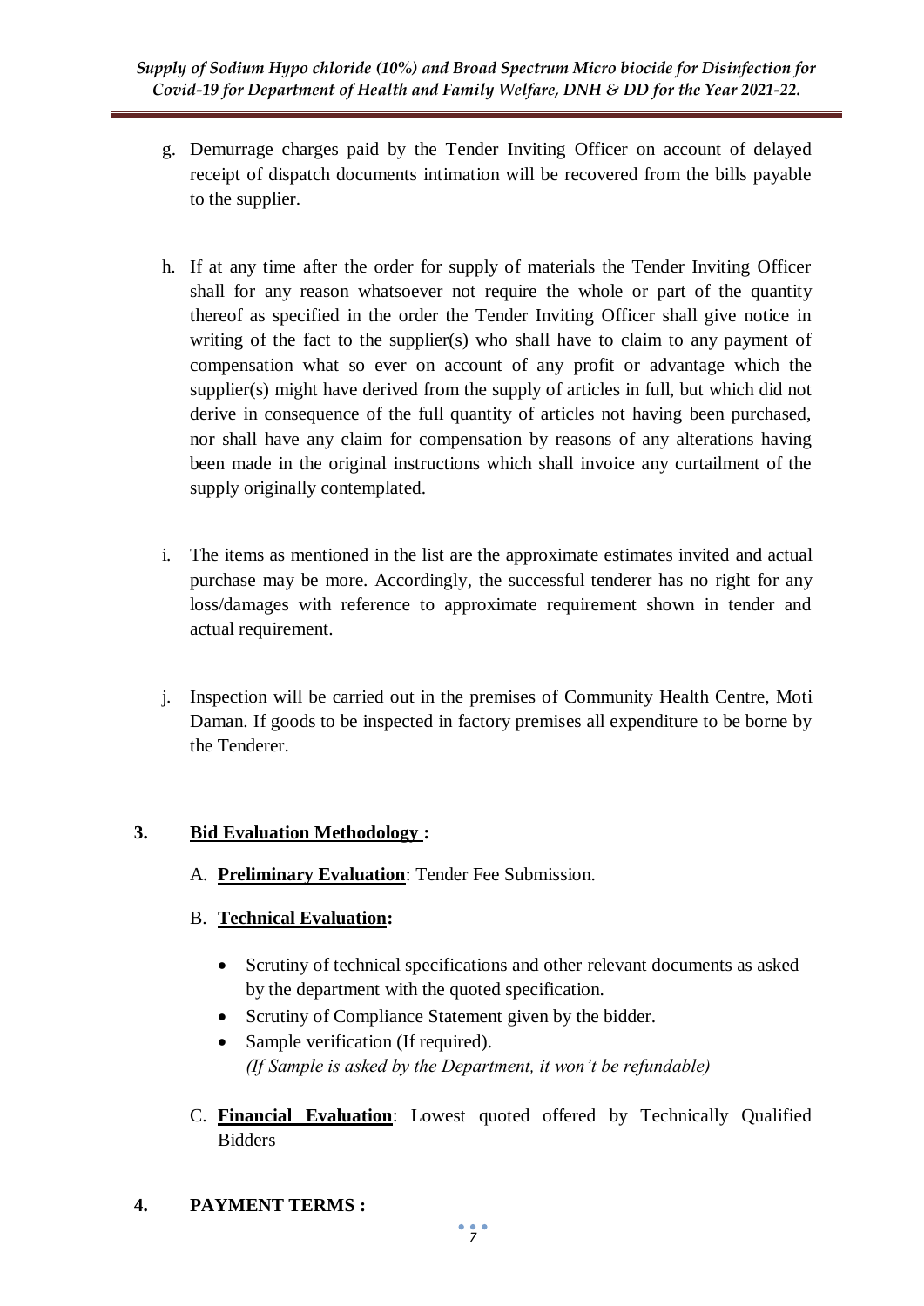g. Demurrage charges paid by the Tender Inviting Officer on account of delayed receipt of dispatch documents intimation will be recovered from the bills payable to the supplier.

h. If at any time after the order for supply of materials the Tender Inviting Officer shall for any reason whatsoever not require the whole or part of the quantity thereof as specified in the order the Tender Inviting Officer shall give notice in writing of the fact to the supplier(s) who shall have to claim to any payment of compensation what so ever on account of any profit or advantage which the supplier(s) might have derived from the supply of articles in full, but which did not derive in consequence of the full quantity of articles not having been purchased, nor shall have any claim for compensation by reasons of any alterations having been made in the original instructions which shall invoice any curtailment of the supply originally contemplated.

i. The items as mentioned in the list are the approximate estimates invited and actual purchase may be more. Accordingly, the successful tenderer has no right for any loss/damages with reference to approximate requirement shown in tender and actual requirement.

j. Inspection will be carried out in the premises of Community Health Centre, Moti Daman. If goods to be inspected in factory premises all expenditure to be borne by the Tenderer.

## 3. **Bid Evaluation Methodology :**

A. **Preliminary Evaluation**: Tender Fee Submission.

B. **Technical Evaluation:**

- Scrutiny of technical specifications and other relevant documents as asked by the department with the quoted specification.
- Scrutiny of Compliance Statement given by the bidder.
- Sample verification (If required).
  *(If Sample is asked by the Department, it won't be refundable)*

C. **Financial Evaluation**: Lowest quoted offered by Technically Qualified Bidders

## 4. **PAYMENT TERMS :**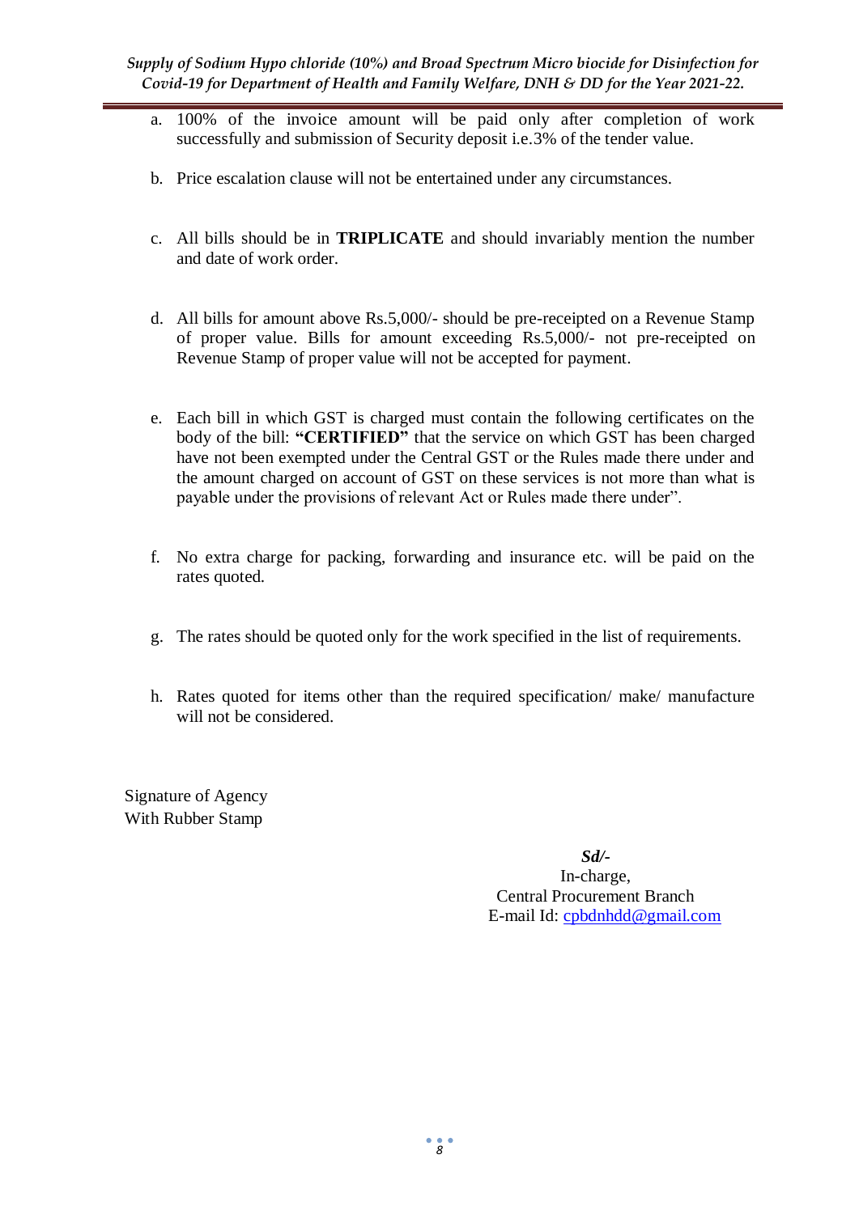a. 100% of the invoice amount will be paid only after completion of work successfully and submission of Security deposit i.e.3% of the tender value.

b. Price escalation clause will not be entertained under any circumstances.

c. All bills should be in **TRIPLICATE** and should invariably mention the number and date of work order.

d. All bills for amount above Rs.5,000/- should be pre-receipted on a Revenue Stamp of proper value. Bills for amount exceeding Rs.5,000/- not pre-receipted on Revenue Stamp of proper value will not be accepted for payment.

e. Each bill in which GST is charged must contain the following certificates on the body of the bill: **"CERTIFIED"** that the service on which GST has been charged have not been exempted under the Central GST or the Rules made there under and the amount charged on account of GST on these services is not more than what is payable under the provisions of relevant Act or Rules made there under".

f. No extra charge for packing, forwarding and insurance etc. will be paid on the rates quoted.

g. The rates should be quoted only for the work specified in the list of requirements.

h. Rates quoted for items other than the required specification/ make/ manufacture will not be considered.

Signature of Agency
With Rubber Stamp

***Sd/-***
In-charge,
Central Procurement Branch
E-mail Id: cpbdnhdd@gmail.com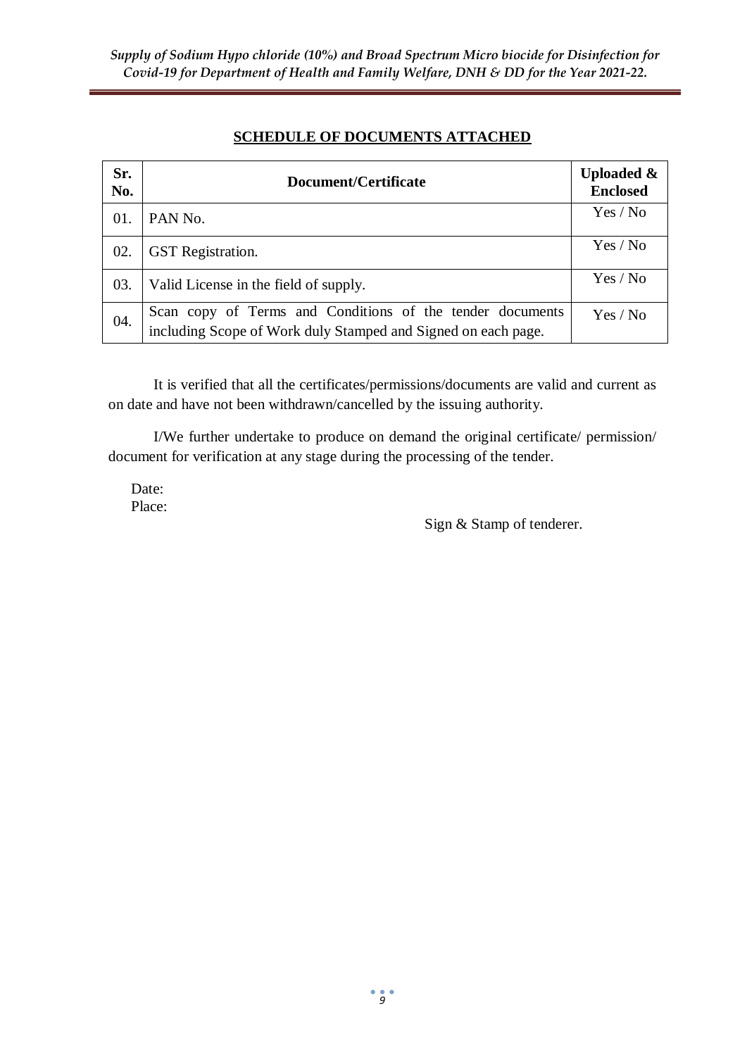## SCHEDULE OF DOCUMENTS ATTACHED

| Sr. No. | Document/Certificate | Uploaded & Enclosed |
|---|---|---|
| 01. | PAN No. | Yes / No |
| 02. | GST Registration. | Yes / No |
| 03. | Valid License in the field of supply. | Yes / No |
| 04. | Scan copy of Terms and Conditions of the tender documents including Scope of Work duly Stamped and Signed on each page. | Yes / No |

It is verified that all the certificates/permissions/documents are valid and current as on date and have not been withdrawn/cancelled by the issuing authority.

I/We further undertake to produce on demand the original certificate/ permission/ document for verification at any stage during the processing of the tender.

Date:
Place:

Sign & Stamp of tenderer.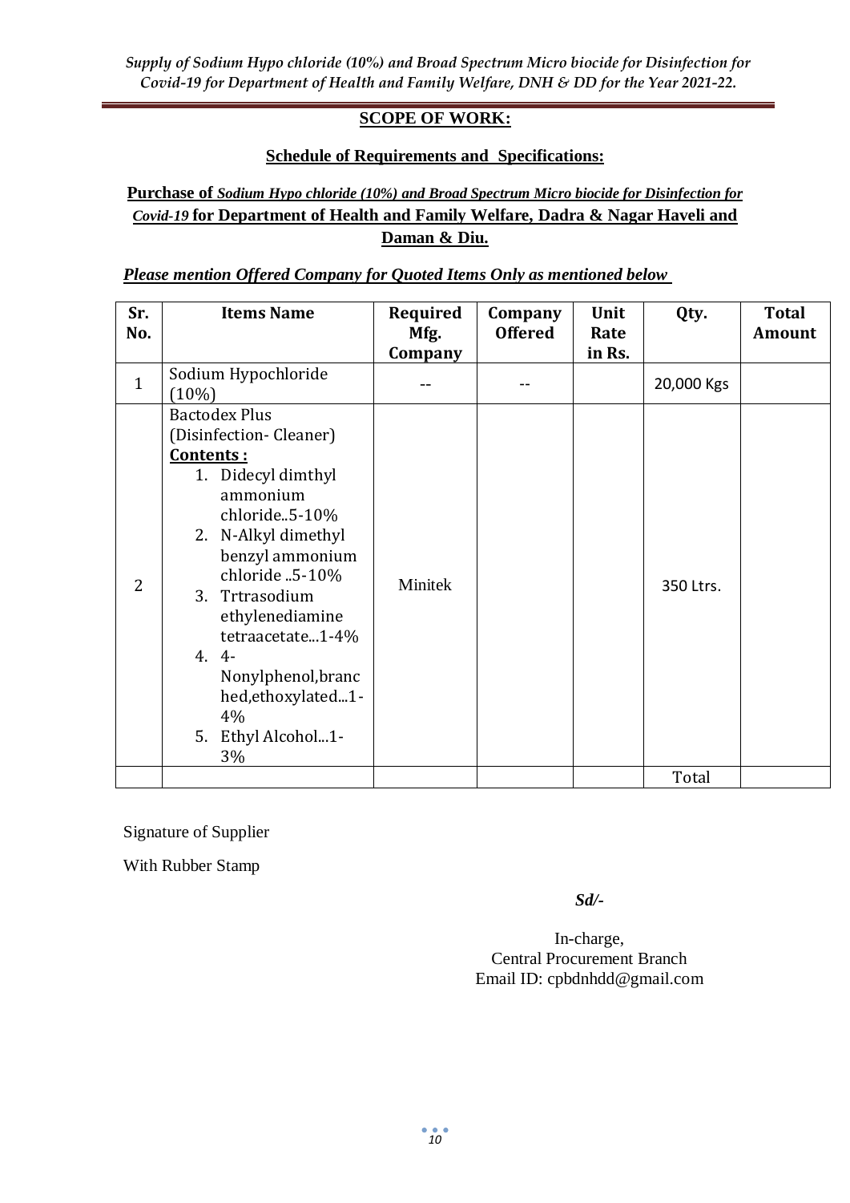## SCOPE OF WORK:

### Schedule of Requirements and Specifications:

**Purchase of *Sodium Hypo chloride (10%) and Broad Spectrum Micro biocide for Disinfection for Covid-19* for Department of Health and Family Welfare, Dadra & Nagar Haveli and Daman & Diu.**

***Please mention Offered Company for Quoted Items Only as mentioned below***

| Sr. No. | Items Name | Required Mfg. Company | Company Offered | Unit Rate in Rs. | Qty. | Total Amount |
|---|---|---|---|---|---|---|
| 1 | Sodium Hypochloride (10%) | -- | -- | | 20,000 Kgs | |
| 2 | Bactodex Plus (Disinfection- Cleaner) **Contents :** 1. Didecyl dimthyl ammonium chloride..5-10% 2. N-Alkyl dimethyl benzyl ammonium chloride ..5-10% 3. Trtrasodium ethylenediamine tetraacetate...1-4% 4. 4-Nonylphenol,branched,ethoxylated...1-4% 5. Ethyl Alcohol...1-3% | Minitek | | | 350 Ltrs. | |
| | | | | | Total | |

Signature of Supplier

With Rubber Stamp

***Sd/-***

In-charge,
Central Procurement Branch
Email ID: cpbdnhdd@gmail.com